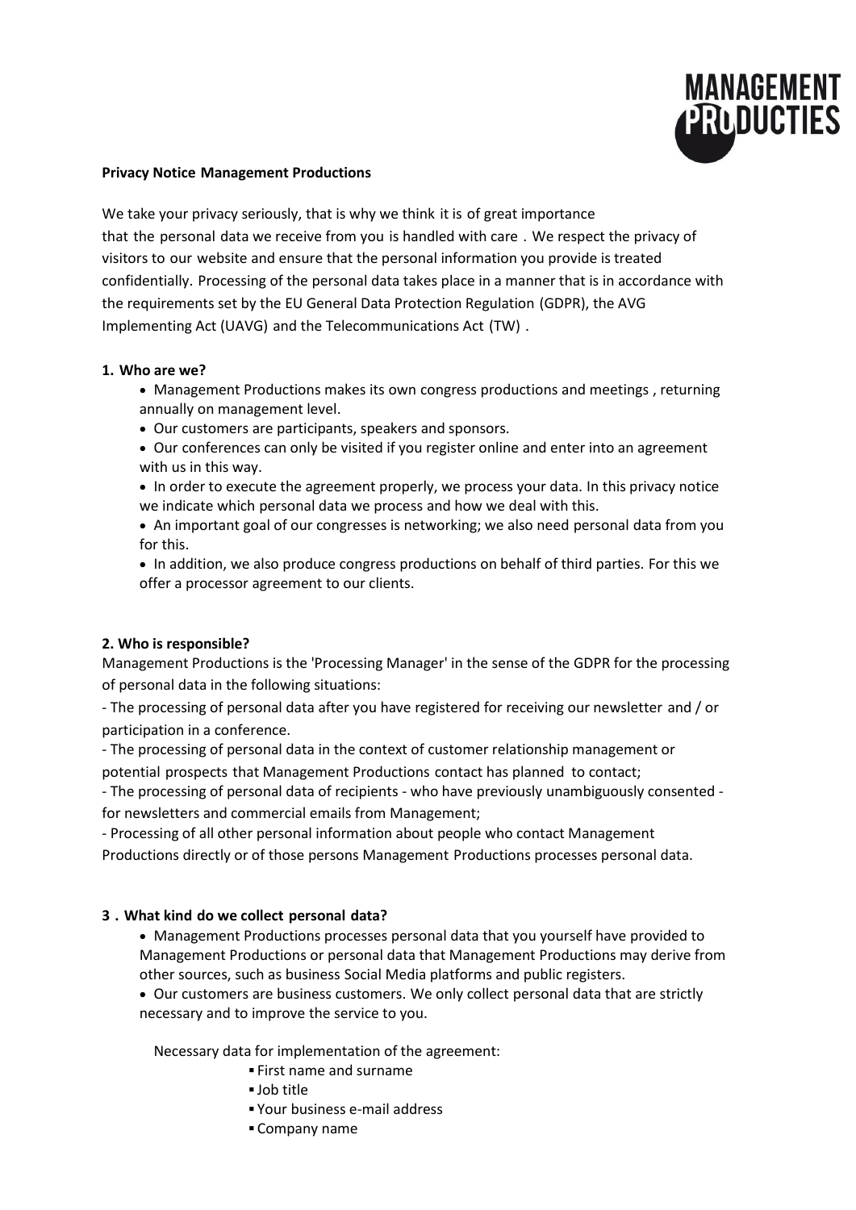**Privacy Notice Management Productions**

We take your privacy seriously, that is why we think it is of great importance that the personal data we receive from you is handled with care . We respect the privacy of visitors to our website and ensure that the personal information you provide is treated confidentially. Processing of the personal data takes place in a manner that is in accordance with the requirements set by the EU General Data Protection Regulation (GDPR), the AVG Implementing Act (UAVG) and the Telecommunications Act (TW) .

**1. Who are we?**

- Management Productions makes its own congress productions and meetings , returning annually on management level.
- Our customers are participants, speakers and sponsors.
- Our conferences can only be visited if you register online and enter into an agreement with us in this way.
- In order to execute the agreement properly, we process your data. In this privacy notice we indicate which personal data we process and how we deal with this.
- An important goal of our congresses is networking; we also need personal data from you for this.
- In addition, we also produce congress productions on behalf of third parties. For this we offer a processor agreement to our clients.

**2. Who is responsible?**

Management Productions is the 'Processing Manager' in the sense of the GDPR for the processing of personal data in the following situations:

- The processing of personal data after you have registered for receiving our newsletter and / or participation in a conference.

- The processing of personal data in the context of customer relationship management or potential prospects that Management Productions contact has planned to contact;

- The processing of personal data of recipients - who have previously unambiguously consented - for newsletters and commercial emails from Management;

- Processing of all other personal information about people who contact Management Productions directly or of those persons Management Productions processes personal data.

**3 . What kind do we collect personal data?**

- Management Productions processes personal data that you yourself have provided to Management Productions or personal data that Management Productions may derive from other sources, such as business Social Media platforms and public registers.
- Our customers are business customers. We only collect personal data that are strictly necessary and to improve the service to you.

Necessary data for implementation of the agreement:

- First name and surname
- Job title
- Your business e-mail address
- Company name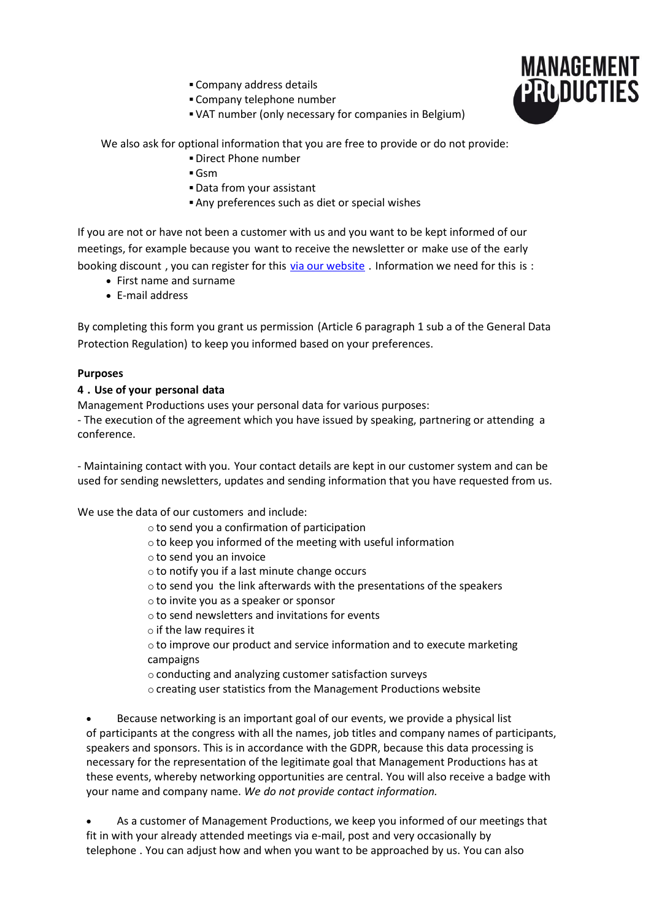- Company address details
- Company telephone number
- VAT number (only necessary for companies in Belgium)

We also ask for optional information that you are free to provide or do not provide:

- Direct Phone number
- Gsm
- Data from your assistant
- Any preferences such as diet or special wishes

If you are not or have not been a customer with us and you want to be kept informed of our meetings, for example because you want to receive the newsletter or make use of the early booking discount , you can register for this via our website . Information we need for this is :

- First name and surname
- E-mail address

By completing this form you grant us permission (Article 6 paragraph 1 sub a of the General Data Protection Regulation) to keep you informed based on your preferences.

**Purposes**

**4 . Use of your personal data**

Management Productions uses your personal data for various purposes:

- The execution of the agreement which you have issued by speaking, partnering or attending a conference.

- Maintaining contact with you. Your contact details are kept in our customer system and can be used for sending newsletters, updates and sending information that you have requested from us.

We use the data of our customers and include:

- to send you a confirmation of participation
- to keep you informed of the meeting with useful information
- to send you an invoice
- to notify you if a last minute change occurs
- to send you the link afterwards with the presentations of the speakers
- to invite you as a speaker or sponsor
- to send newsletters and invitations for events
- if the law requires it
- to improve our product and service information and to execute marketing campaigns
- conducting and analyzing customer satisfaction surveys
- creating user statistics from the Management Productions website

- Because networking is an important goal of our events, we provide a physical list of participants at the congress with all the names, job titles and company names of participants, speakers and sponsors. This is in accordance with the GDPR, because this data processing is necessary for the representation of the legitimate goal that Management Productions has at these events, whereby networking opportunities are central. You will also receive a badge with your name and company name. *We do not provide contact information.*

- As a customer of Management Productions, we keep you informed of our meetings that fit in with your already attended meetings via e-mail, post and very occasionally by telephone . You can adjust how and when you want to be approached by us. You can also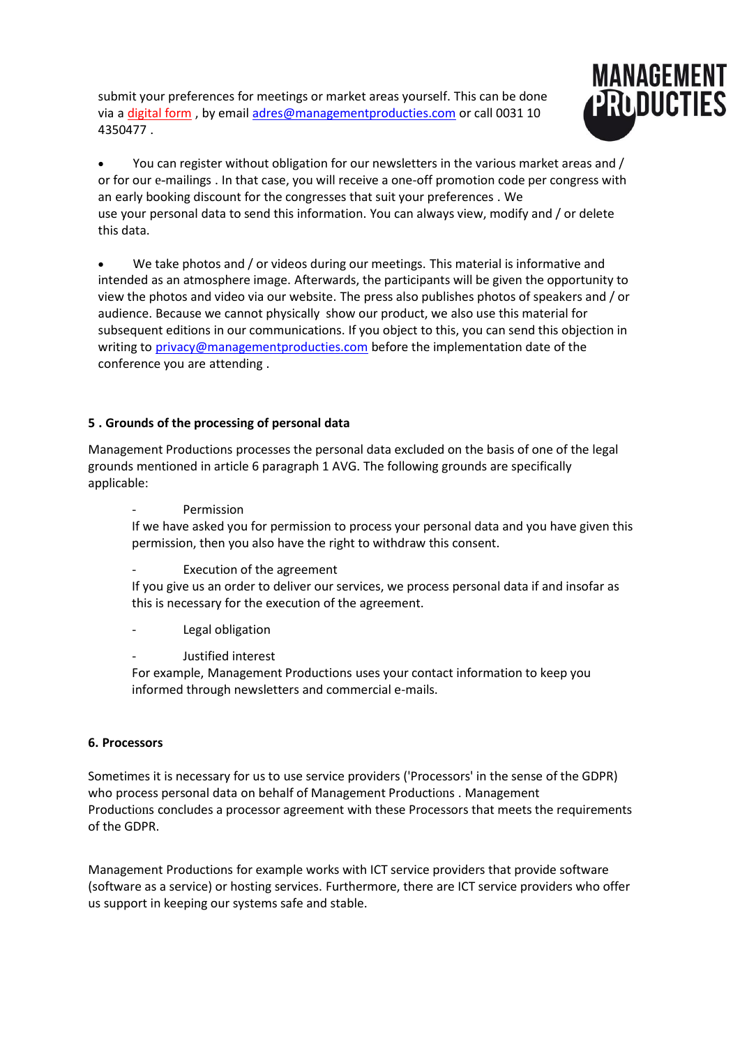submit your preferences for meetings or market areas yourself. This can be done via a digital form , by email adres@managementproducties.com or call 0031 10 4350477 .

- You can register without obligation for our newsletters in the various market areas and / or for our e-mailings . In that case, you will receive a one-off promotion code per congress with an early booking discount for the congresses that suit your preferences . We use your personal data to send this information. You can always view, modify and / or delete this data.

- We take photos and / or videos during our meetings. This material is informative and intended as an atmosphere image. Afterwards, the participants will be given the opportunity to view the photos and video via our website. The press also publishes photos of speakers and / or audience. Because we cannot physically show our product, we also use this material for subsequent editions in our communications. If you object to this, you can send this objection in writing to privacy@managementproducties.com before the implementation date of the conference you are attending .

**5 . Grounds of the processing of personal data**

Management Productions processes the personal data excluded on the basis of one of the legal grounds mentioned in article 6 paragraph 1 AVG. The following grounds are specifically applicable:

- Permission

  If we have asked you for permission to process your personal data and you have given this permission, then you also have the right to withdraw this consent.

- Execution of the agreement

  If you give us an order to deliver our services, we process personal data if and insofar as this is necessary for the execution of the agreement.

- Legal obligation

- Justified interest

  For example, Management Productions uses your contact information to keep you informed through newsletters and commercial e-mails.

**6. Processors**

Sometimes it is necessary for us to use service providers ('Processors' in the sense of the GDPR) who process personal data on behalf of Management Productions . Management Productions concludes a processor agreement with these Processors that meets the requirements of the GDPR.

Management Productions for example works with ICT service providers that provide software (software as a service) or hosting services. Furthermore, there are ICT service providers who offer us support in keeping our systems safe and stable.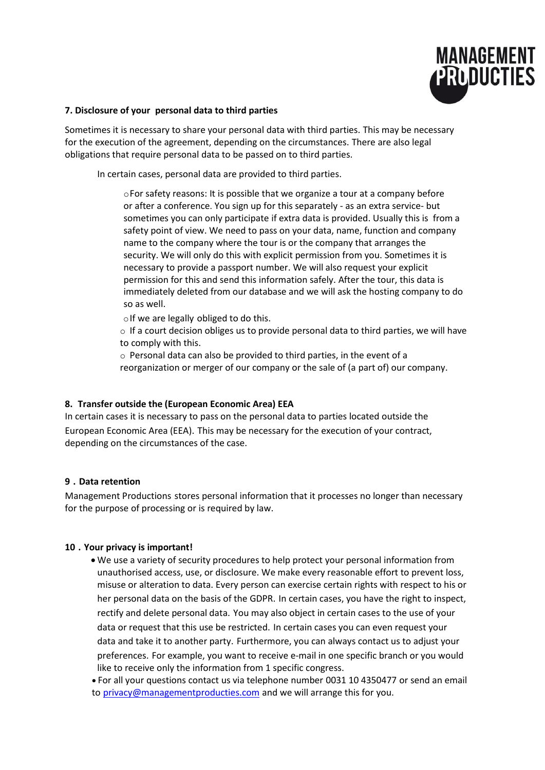### 7. Disclosure of your personal data to third parties

Sometimes it is necessary to share your personal data with third parties. This may be necessary for the execution of the agreement, depending on the circumstances. There are also legal obligations that require personal data to be passed on to third parties.

In certain cases, personal data are provided to third parties.

- For safety reasons: It is possible that we organize a tour at a company before or after a conference. You sign up for this separately - as an extra service- but sometimes you can only participate if extra data is provided. Usually this is from a safety point of view. We need to pass on your data, name, function and company name to the company where the tour is or the company that arranges the security. We will only do this with explicit permission from you. Sometimes it is necessary to provide a passport number. We will also request your explicit permission for this and send this information safely. After the tour, this data is immediately deleted from our database and we will ask the hosting company to do so as well.
- If we are legally obliged to do this.
- If a court decision obliges us to provide personal data to third parties, we will have to comply with this.
- Personal data can also be provided to third parties, in the event of a reorganization or merger of our company or the sale of (a part of) our company.

### 8. Transfer outside the (European Economic Area) EEA

In certain cases it is necessary to pass on the personal data to parties located outside the European Economic Area (EEA). This may be necessary for the execution of your contract, depending on the circumstances of the case.

### 9．Data retention

Management Productions stores personal information that it processes no longer than necessary for the purpose of processing or is required by law.

### 10．Your privacy is important!

- We use a variety of security procedures to help protect your personal information from unauthorised access, use, or disclosure. We make every reasonable effort to prevent loss, misuse or alteration to data. Every person can exercise certain rights with respect to his or her personal data on the basis of the GDPR. In certain cases, you have the right to inspect, rectify and delete personal data. You may also object in certain cases to the use of your data or request that this use be restricted. In certain cases you can even request your data and take it to another party. Furthermore, you can always contact us to adjust your preferences. For example, you want to receive e-mail in one specific branch or you would like to receive only the information from 1 specific congress.
- For all your questions contact us via telephone number 0031 10 4350477 or send an email to privacy@managementproducties.com and we will arrange this for you.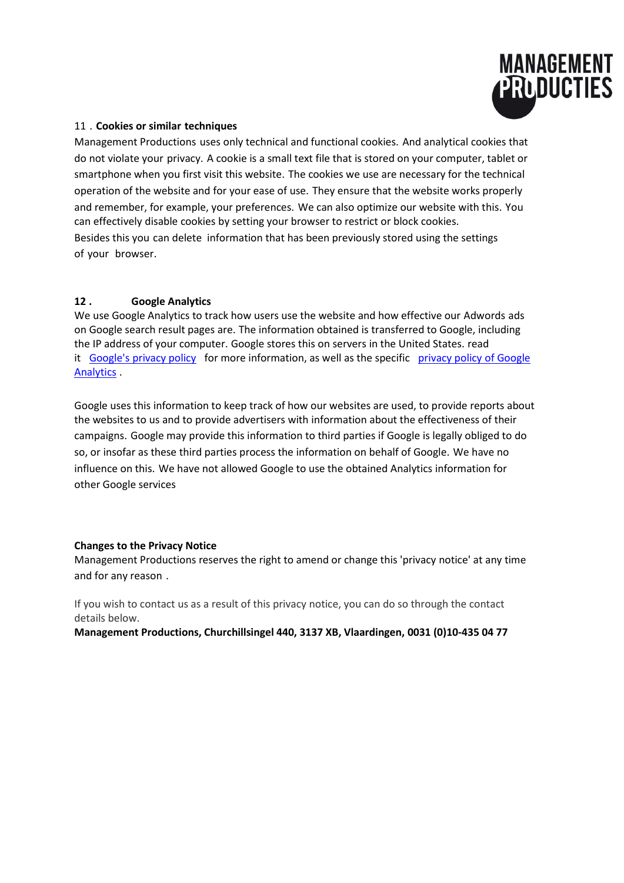11 . **Cookies or similar techniques**

Management Productions uses only technical and functional cookies. And analytical cookies that do not violate your privacy. A cookie is a small text file that is stored on your computer, tablet or smartphone when you first visit this website. The cookies we use are necessary for the technical operation of the website and for your ease of use. They ensure that the website works properly and remember, for example, your preferences. We can also optimize our website with this. You can effectively disable cookies by setting your browser to restrict or block cookies.
Besides this you can delete information that has been previously stored using the settings of your browser.

**12 . Google Analytics**

We use Google Analytics to track how users use the website and how effective our Adwords ads on Google search result pages are. The information obtained is transferred to Google, including the IP address of your computer. Google stores this on servers in the United States. read it Google's privacy policy for more information, as well as the specific privacy policy of Google Analytics .

Google uses this information to keep track of how our websites are used, to provide reports about the websites to us and to provide advertisers with information about the effectiveness of their campaigns. Google may provide this information to third parties if Google is legally obliged to do so, or insofar as these third parties process the information on behalf of Google. We have no influence on this. We have not allowed Google to use the obtained Analytics information for other Google services

**Changes to the Privacy Notice**

Management Productions reserves the right to amend or change this 'privacy notice' at any time and for any reason .

If you wish to contact us as a result of this privacy notice, you can do so through the contact details below.
**Management Productions, Churchillsingel 440, 3137 XB, Vlaardingen, 0031 (0)10-435 04 77**